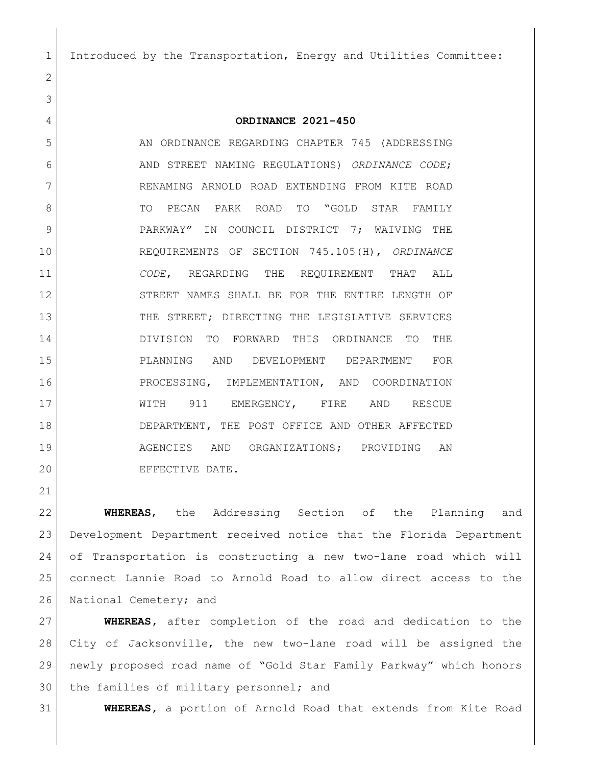Introduced by the Transportation, Energy and Utilities Committee:

**ORDINANCE 2021-450**

AN ORDINANCE REGARDING CHAPTER 745 (ADDRESSING AND STREET NAMING REGULATIONS) *ORDINANCE CODE*; RENAMING ARNOLD ROAD EXTENDING FROM KITE ROAD TO PECAN PARK ROAD TO "GOLD STAR FAMILY PARKWAY" IN COUNCIL DISTRICT 7; WAIVING THE REQUIREMENTS OF SECTION 745.105(H), *ORDINANCE CODE*, REGARDING THE REQUIREMENT THAT ALL STREET NAMES SHALL BE FOR THE ENTIRE LENGTH OF THE STREET; DIRECTING THE LEGISLATIVE SERVICES DIVISION TO FORWARD THIS ORDINANCE TO THE PLANNING AND DEVELOPMENT DEPARTMENT FOR PROCESSING, IMPLEMENTATION, AND COORDINATION WITH 911 EMERGENCY, FIRE AND RESCUE DEPARTMENT, THE POST OFFICE AND OTHER AFFECTED AGENCIES AND ORGANIZATIONS; PROVIDING AN EFFECTIVE DATE.

**WHEREAS**, the Addressing Section of the Planning and Development Department received notice that the Florida Department of Transportation is constructing a new two-lane road which will connect Lannie Road to Arnold Road to allow direct access to the National Cemetery; and

**WHEREAS**, after completion of the road and dedication to the City of Jacksonville, the new two-lane road will be assigned the newly proposed road name of "Gold Star Family Parkway" which honors the families of military personnel; and

**WHEREAS**, a portion of Arnold Road that extends from Kite Road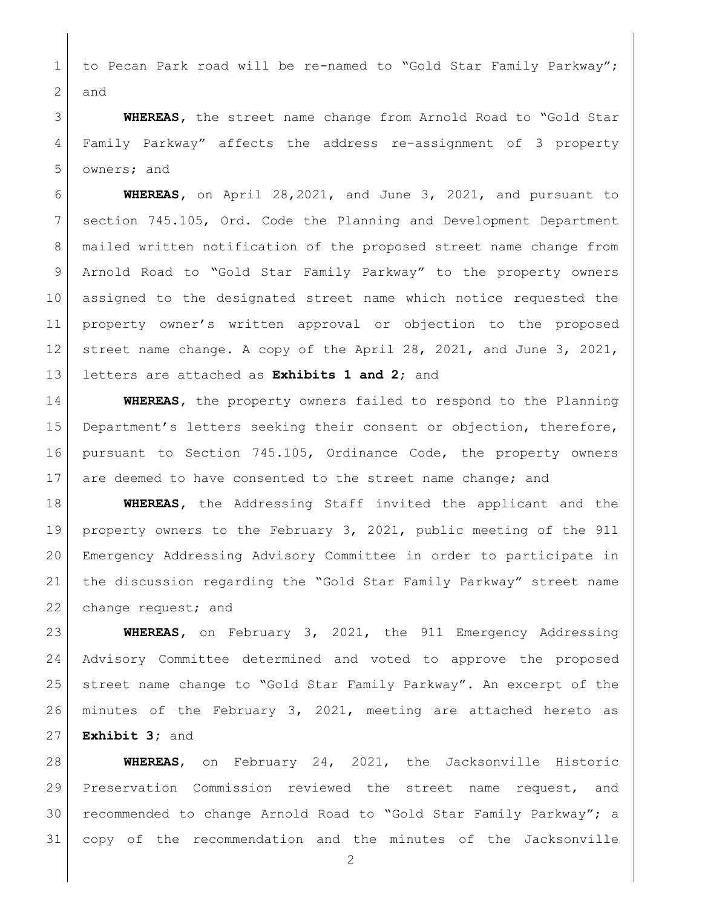to Pecan Park road will be re-named to "Gold Star Family Parkway"; and

**WHEREAS**, the street name change from Arnold Road to "Gold Star Family Parkway" affects the address re-assignment of 3 property owners; and

**WHEREAS**, on April 28,2021, and June 3, 2021, and pursuant to section 745.105, Ord. Code the Planning and Development Department mailed written notification of the proposed street name change from Arnold Road to "Gold Star Family Parkway" to the property owners assigned to the designated street name which notice requested the property owner's written approval or objection to the proposed street name change. A copy of the April 28, 2021, and June 3, 2021, letters are attached as **Exhibits 1 and 2**; and

**WHEREAS**, the property owners failed to respond to the Planning Department's letters seeking their consent or objection, therefore, pursuant to Section 745.105, Ordinance Code, the property owners are deemed to have consented to the street name change; and

**WHEREAS**, the Addressing Staff invited the applicant and the property owners to the February 3, 2021, public meeting of the 911 Emergency Addressing Advisory Committee in order to participate in the discussion regarding the "Gold Star Family Parkway" street name change request; and

**WHEREAS**, on February 3, 2021, the 911 Emergency Addressing Advisory Committee determined and voted to approve the proposed street name change to "Gold Star Family Parkway". An excerpt of the minutes of the February 3, 2021, meeting are attached hereto as **Exhibit 3**; and

**WHEREAS**, on February 24, 2021, the Jacksonville Historic Preservation Commission reviewed the street name request, and recommended to change Arnold Road to "Gold Star Family Parkway"; a copy of the recommendation and the minutes of the Jacksonville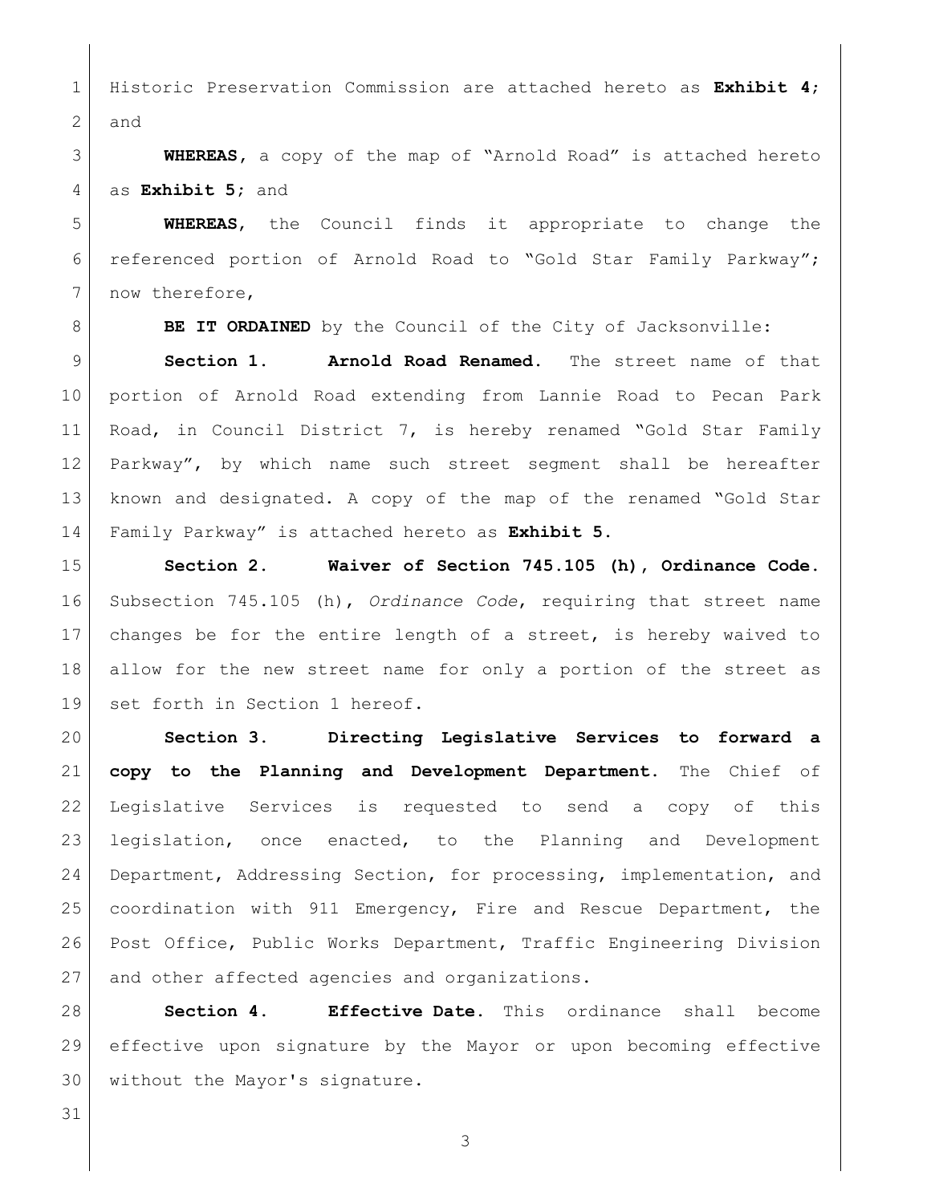Historic Preservation Commission are attached hereto as **Exhibit 4**; and

**WHEREAS**, a copy of the map of "Arnold Road" is attached hereto as **Exhibit 5**; and

**WHEREAS**, the Council finds it appropriate to change the referenced portion of Arnold Road to "Gold Star Family Parkway"; now therefore,

**BE IT ORDAINED** by the Council of the City of Jacksonville:

**Section 1. Arnold Road Renamed.** The street name of that portion of Arnold Road extending from Lannie Road to Pecan Park Road, in Council District 7, is hereby renamed "Gold Star Family Parkway", by which name such street segment shall be hereafter known and designated. A copy of the map of the renamed "Gold Star Family Parkway" is attached hereto as **Exhibit 5**.

**Section 2. Waiver of Section 745.105 (h), Ordinance Code.** Subsection 745.105 (h), *Ordinance Code*, requiring that street name changes be for the entire length of a street, is hereby waived to allow for the new street name for only a portion of the street as set forth in Section 1 hereof.

**Section 3. Directing Legislative Services to forward a copy to the Planning and Development Department.** The Chief of Legislative Services is requested to send a copy of this legislation, once enacted, to the Planning and Development Department, Addressing Section, for processing, implementation, and coordination with 911 Emergency, Fire and Rescue Department, the Post Office, Public Works Department, Traffic Engineering Division and other affected agencies and organizations.

**Section 4. Effective Date.** This ordinance shall become effective upon signature by the Mayor or upon becoming effective without the Mayor's signature.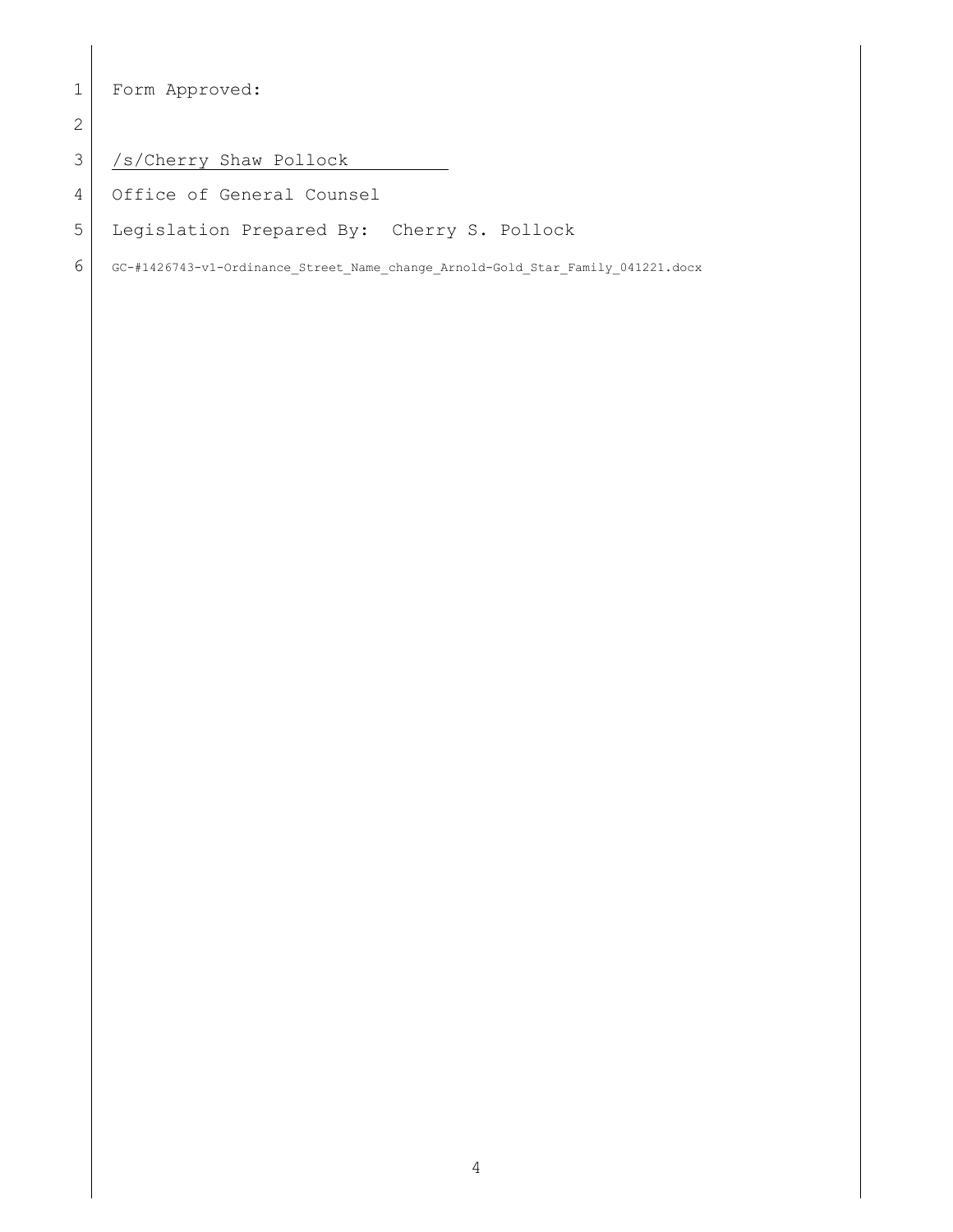Form Approved:

/s/Cherry Shaw Pollock

Office of General Counsel

Legislation Prepared By: Cherry S. Pollock

GC-#1426743-v1-Ordinance_Street_Name_change_Arnold-Gold_Star_Family_041221.docx